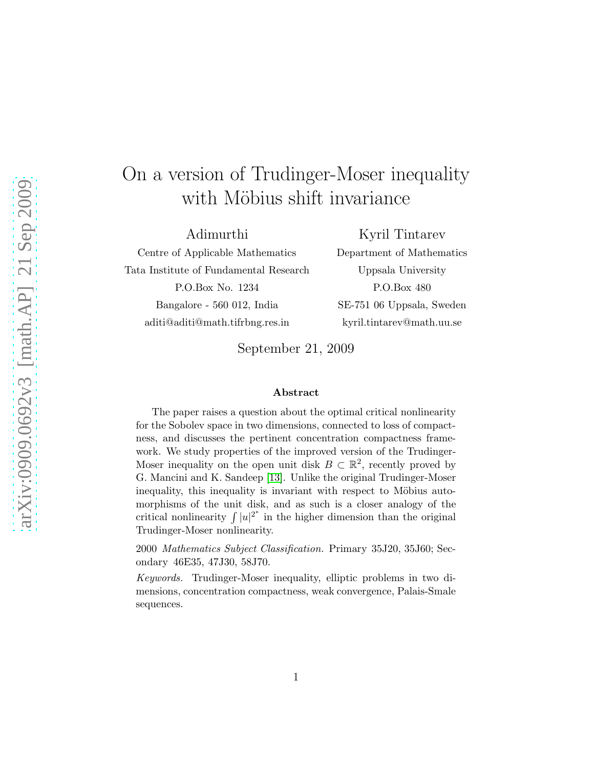# On a version of Trudinger-Moser inequality with Möbius shift invariance

Adimurthi
Centre of Applicable Mathematics
Tata Institute of Fundamental Research
P.O.Box No. 1234
Bangalore - 560 012, India
aditi@aditi@math.tifrbng.res.in

Kyril Tintarev
Department of Mathematics
Uppsala University
P.O.Box 480
SE-751 06 Uppsala, Sweden
kyril.tintarev@math.uu.se

September 21, 2009

### Abstract

The paper raises a question about the optimal critical nonlinearity for the Sobolev space in two dimensions, connected to loss of compactness, and discusses the pertinent concentration compactness framework. We study properties of the improved version of the Trudinger-Moser inequality on the open unit disk $B \subset \mathbb{R}^2$, recently proved by G. Mancini and K. Sandeep [13]. Unlike the original Trudinger-Moser inequality, this inequality is invariant with respect to Möbius automorphisms of the unit disk, and as such is a closer analogy of the critical nonlinearity $\int |u|^{2^*}$ in the higher dimension than the original Trudinger-Moser nonlinearity.

2000 *Mathematics Subject Classification.* Primary 35J20, 35J60; Secondary 46E35, 47J30, 58J70.

*Keywords.* Trudinger-Moser inequality, elliptic problems in two dimensions, concentration compactness, weak convergence, Palais-Smale sequences.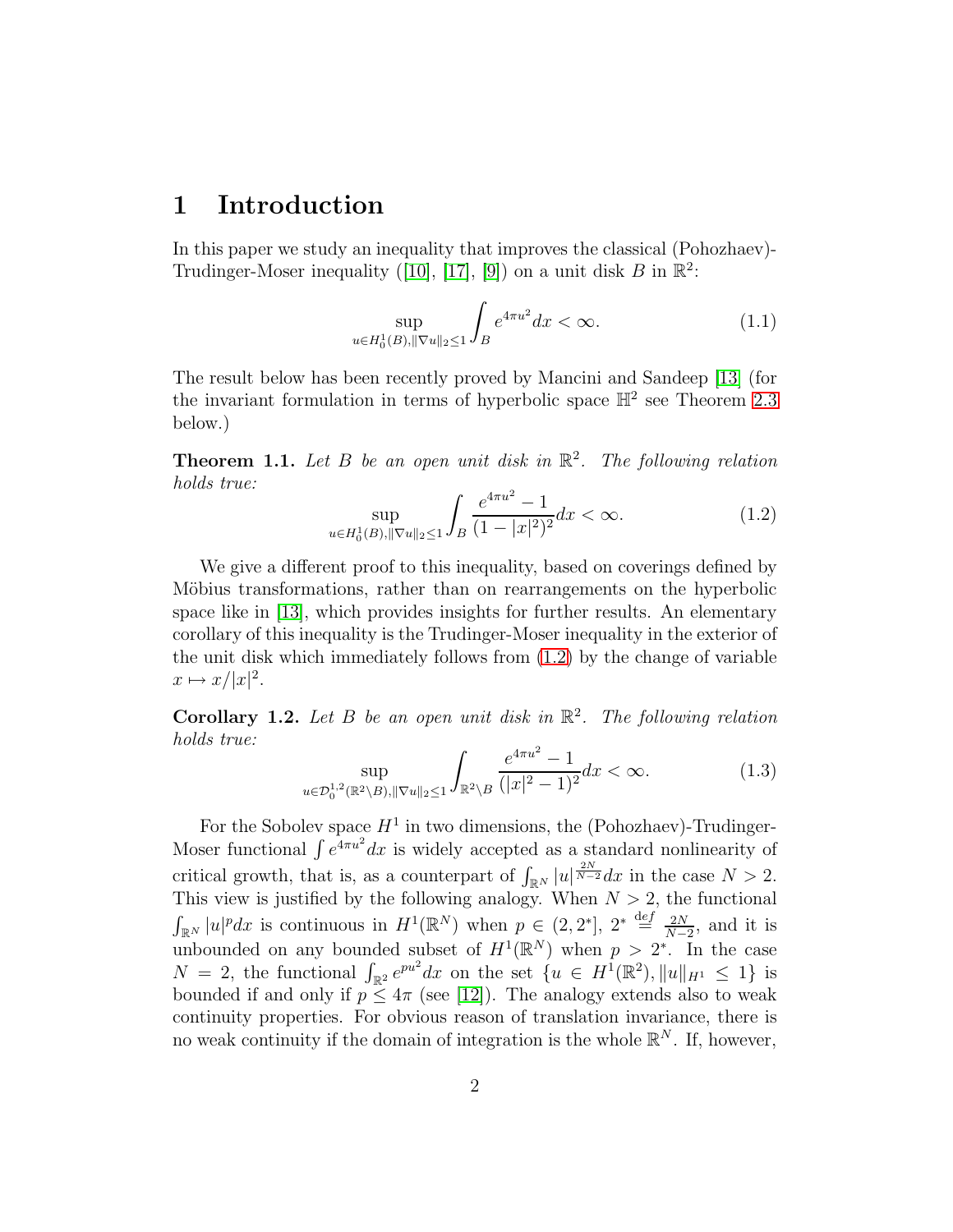# 1 Introduction

In this paper we study an inequality that improves the classical (Pohozhaev)-Trudinger-Moser inequality ([10], [17], [9]) on a unit disk $B$ in $\mathbb{R}^2$:

$$\sup_{u\in H_0^1(B),\|\nabla u\|_2\le 1}\int_B e^{4\pi u^2}dx<\infty. \tag{1.1}$$

The result below has been recently proved by Mancini and Sandeep [13] (for the invariant formulation in terms of hyperbolic space $\mathbb{H}^2$ see Theorem 2.3 below.)

**Theorem 1.1.** *Let $B$ be an open unit disk in $\mathbb{R}^2$. The following relation holds true:*

$$\sup_{u\in H_0^1(B),\|\nabla u\|_2\le 1}\int_B \frac{e^{4\pi u^2}-1}{(1-|x|^2)^2}dx<\infty. \tag{1.2}$$

We give a different proof to this inequality, based on coverings defined by Möbius transformations, rather than on rearrangements on the hyperbolic space like in [13], which provides insights for further results. An elementary corollary of this inequality is the Trudinger-Moser inequality in the exterior of the unit disk which immediately follows from (1.2) by the change of variable $x\mapsto x/|x|^2$.

**Corollary 1.2.** *Let $B$ be an open unit disk in $\mathbb{R}^2$. The following relation holds true:*

$$\sup_{u\in \mathcal{D}_0^{1,2}(\mathbb{R}^2\setminus B),\|\nabla u\|_2\le 1}\int_{\mathbb{R}^2\setminus B} \frac{e^{4\pi u^2}-1}{(|x|^2-1)^2}dx<\infty. \tag{1.3}$$

For the Sobolev space $H^1$ in two dimensions, the (Pohozhaev)-Trudinger-Moser functional $\int e^{4\pi u^2}dx$ is widely accepted as a standard nonlinearity of critical growth, that is, as a counterpart of $\int_{\mathbb{R}^N}|u|^{\frac{2N}{N-2}}dx$ in the case $N>2$. This view is justified by the following analogy. When $N>2$, the functional $\int_{\mathbb{R}^N}|u|^p dx$ is continuous in $H^1(\mathbb{R}^N)$ when $p\in(2,2^*]$, $2^*\overset{\mathrm{def}}{=}\frac{2N}{N-2}$, and it is unbounded on any bounded subset of $H^1(\mathbb{R}^N)$ when $p>2^*$. In the case $N=2$, the functional $\int_{\mathbb{R}^2}e^{pu^2}dx$ on the set $\{u\in H^1(\mathbb{R}^2),\|u\|_{H^1}\le 1\}$ is bounded if and only if $p\le 4\pi$ (see [12]). The analogy extends also to weak continuity properties. For obvious reason of translation invariance, there is no weak continuity if the domain of integration is the whole $\mathbb{R}^N$. If, however,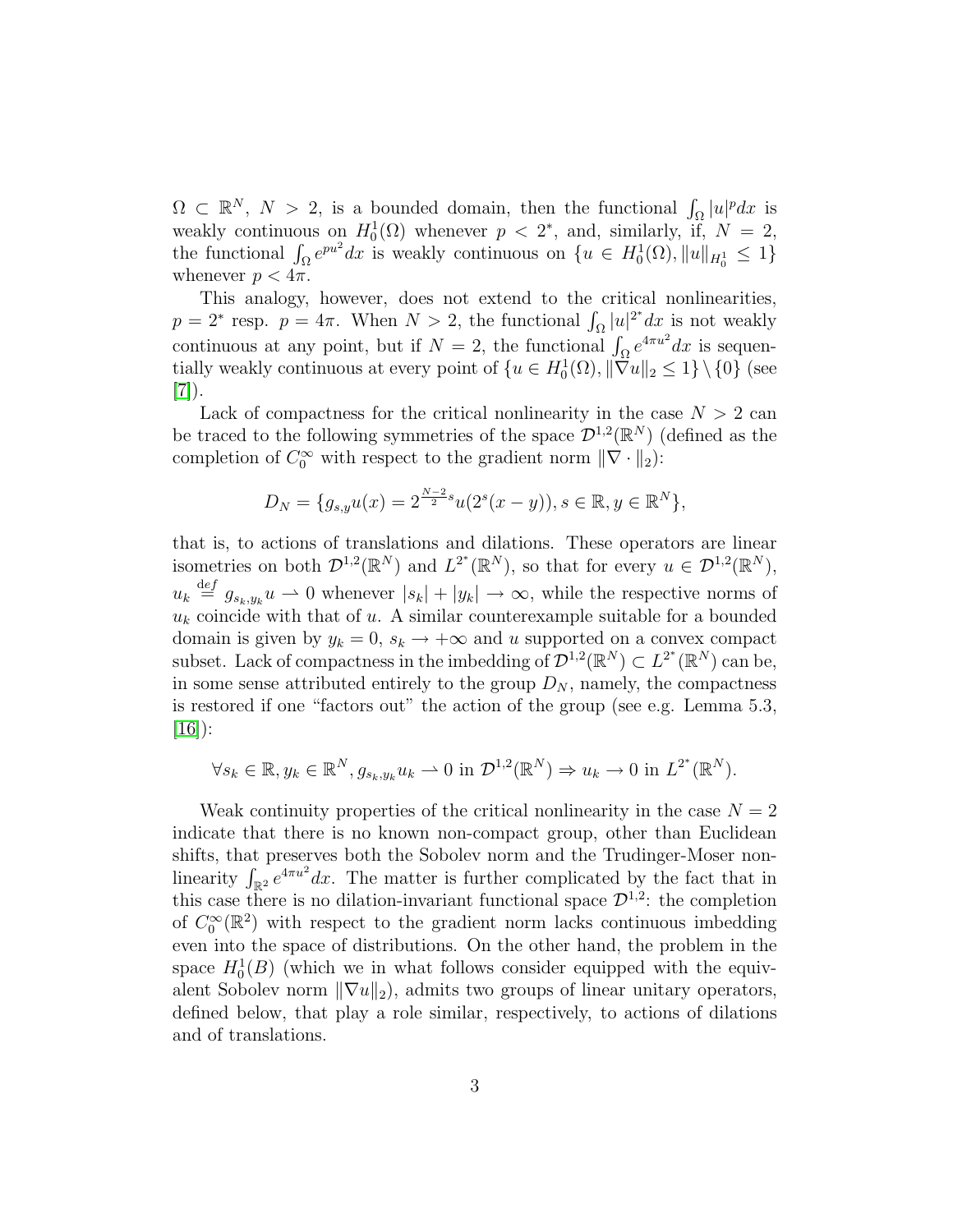$\Omega \subset \mathbb{R}^N$, $N > 2$, is a bounded domain, then the functional $\int_\Omega |u|^p dx$ is weakly continuous on $H_0^1(\Omega)$ whenever $p < 2^*$, and, similarly, if, $N = 2$, the functional $\int_\Omega e^{pu^2} dx$ is weakly continuous on $\{u \in H_0^1(\Omega), \|u\|_{H_0^1} \leq 1\}$ whenever $p < 4\pi$.

This analogy, however, does not extend to the critical nonlinearities, $p = 2^*$ resp. $p = 4\pi$. When $N > 2$, the functional $\int_\Omega |u|^{2^*} dx$ is not weakly continuous at any point, but if $N = 2$, the functional $\int_\Omega e^{4\pi u^2} dx$ is sequentially weakly continuous at every point of $\{u \in H_0^1(\Omega), \|\nabla u\|_2 \leq 1\} \setminus \{0\}$ (see [7]).

Lack of compactness for the critical nonlinearity in the case $N > 2$ can be traced to the following symmetries of the space $\mathcal{D}^{1,2}(\mathbb{R}^N)$ (defined as the completion of $C_0^\infty$ with respect to the gradient norm $\|\nabla \cdot\|_2$):

$$D_N = \{g_{s,y}u(x) = 2^{\frac{N-2}{2}s} u(2^s(x - y)), s \in \mathbb{R}, y \in \mathbb{R}^N\},$$

that is, to actions of translations and dilations. These operators are linear isometries on both $\mathcal{D}^{1,2}(\mathbb{R}^N)$ and $L^{2^*}(\mathbb{R}^N)$, so that for every $u \in \mathcal{D}^{1,2}(\mathbb{R}^N)$, $u_k \stackrel{\text{def}}{=} g_{s_k,y_k}u \rightharpoonup 0$ whenever $|s_k| + |y_k| \to \infty$, while the respective norms of $u_k$ coincide with that of $u$. A similar counterexample suitable for a bounded domain is given by $y_k = 0$, $s_k \to +\infty$ and $u$ supported on a convex compact subset. Lack of compactness in the imbedding of $\mathcal{D}^{1,2}(\mathbb{R}^N) \subset L^{2^*}(\mathbb{R}^N)$ can be, in some sense attributed entirely to the group $D_N$, namely, the compactness is restored if one "factors out" the action of the group (see e.g. Lemma 5.3, [16]):

$$\forall s_k \in \mathbb{R}, y_k \in \mathbb{R}^N, g_{s_k,y_k}u_k \rightharpoonup 0 \text{ in } \mathcal{D}^{1,2}(\mathbb{R}^N) \Rightarrow u_k \to 0 \text{ in } L^{2^*}(\mathbb{R}^N).$$

Weak continuity properties of the critical nonlinearity in the case $N = 2$ indicate that there is no known non-compact group, other than Euclidean shifts, that preserves both the Sobolev norm and the Trudinger-Moser nonlinearity $\int_{\mathbb{R}^2} e^{4\pi u^2} dx$. The matter is further complicated by the fact that in this case there is no dilation-invariant functional space $\mathcal{D}^{1,2}$: the completion of $C_0^\infty(\mathbb{R}^2)$ with respect to the gradient norm lacks continuous imbedding even into the space of distributions. On the other hand, the problem in the space $H_0^1(B)$ (which we in what follows consider equipped with the equivalent Sobolev norm $\|\nabla u\|_2$), admits two groups of linear unitary operators, defined below, that play a role similar, respectively, to actions of dilations and of translations.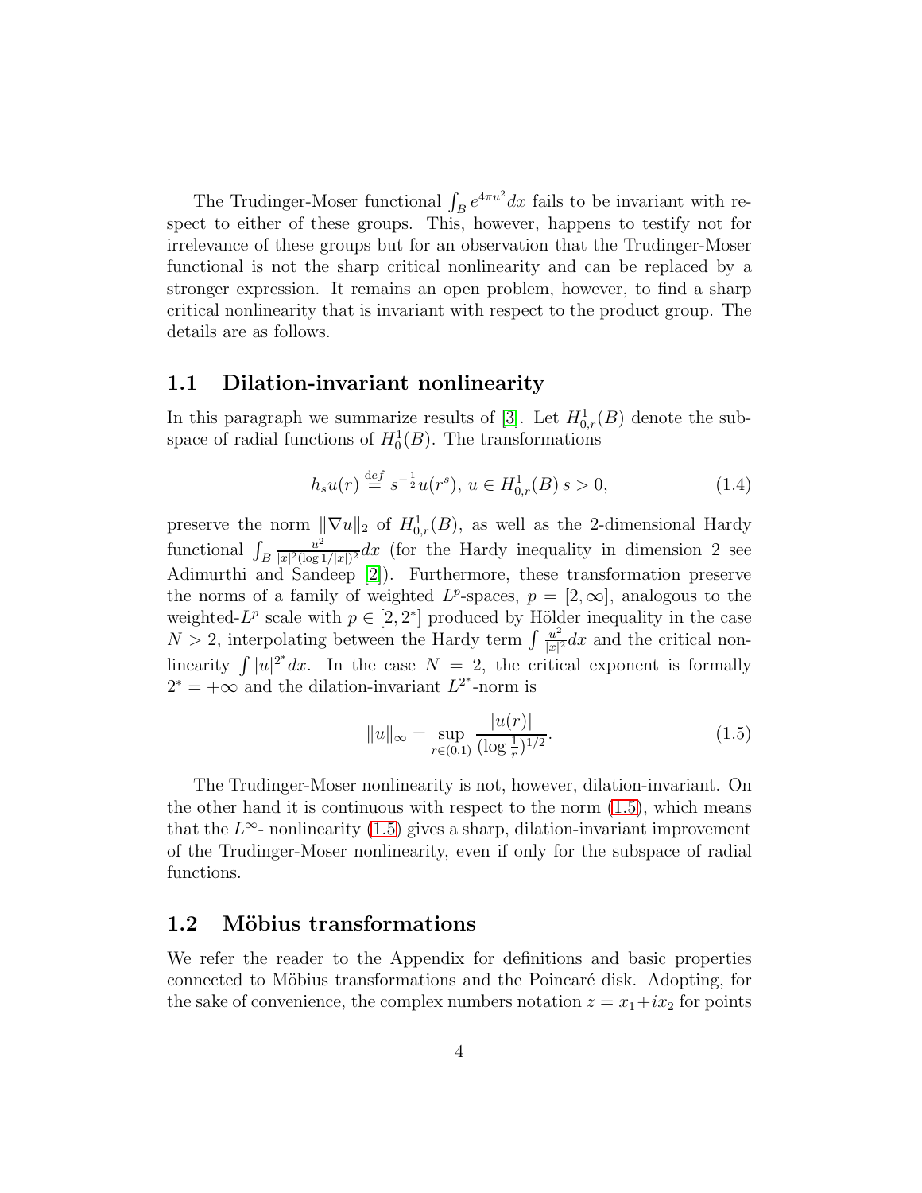The Trudinger-Moser functional $\int_B e^{4\pi u^2}dx$ fails to be invariant with respect to either of these groups. This, however, happens to testify not for irrelevance of these groups but for an observation that the Trudinger-Moser functional is not the sharp critical nonlinearity and can be replaced by a stronger expression. It remains an open problem, however, to find a sharp critical nonlinearity that is invariant with respect to the product group. The details are as follows.

## 1.1 Dilation-invariant nonlinearity

In this paragraph we summarize results of [3]. Let $H^1_{0,r}(B)$ denote the subspace of radial functions of $H^1_0(B)$. The transformations

$$h_s u(r) \stackrel{\text{def}}{=} s^{-\frac{1}{2}} u(r^s),\ u \in H^1_{0,r}(B)\ s > 0, \tag{1.4}$$

preserve the norm $\|\nabla u\|_2$ of $H^1_{0,r}(B)$, as well as the 2-dimensional Hardy functional $\int_B \frac{u^2}{|x|^2(\log 1/|x|)^2}dx$ (for the Hardy inequality in dimension 2 see Adimurthi and Sandeep [2]). Furthermore, these transformation preserve the norms of a family of weighted $L^p$-spaces, $p = [2, \infty]$, analogous to the weighted-$L^p$ scale with $p \in [2, 2^*]$ produced by Hölder inequality in the case $N > 2$, interpolating between the Hardy term $\int \frac{u^2}{|x|^2}dx$ and the critical nonlinearity $\int |u|^{2^*}dx$. In the case $N = 2$, the critical exponent is formally $2^* = +\infty$ and the dilation-invariant $L^{2^*}$-norm is

$$\|u\|_\infty = \sup_{r\in(0,1)} \frac{|u(r)|}{(\log \frac{1}{r})^{1/2}}. \tag{1.5}$$

The Trudinger-Moser nonlinearity is not, however, dilation-invariant. On the other hand it is continuous with respect to the norm (1.5), which means that the $L^\infty$- nonlinearity (1.5) gives a sharp, dilation-invariant improvement of the Trudinger-Moser nonlinearity, even if only for the subspace of radial functions.

## 1.2 Möbius transformations

We refer the reader to the Appendix for definitions and basic properties connected to Möbius transformations and the Poincaré disk. Adopting, for the sake of convenience, the complex numbers notation $z = x_1+ix_2$ for points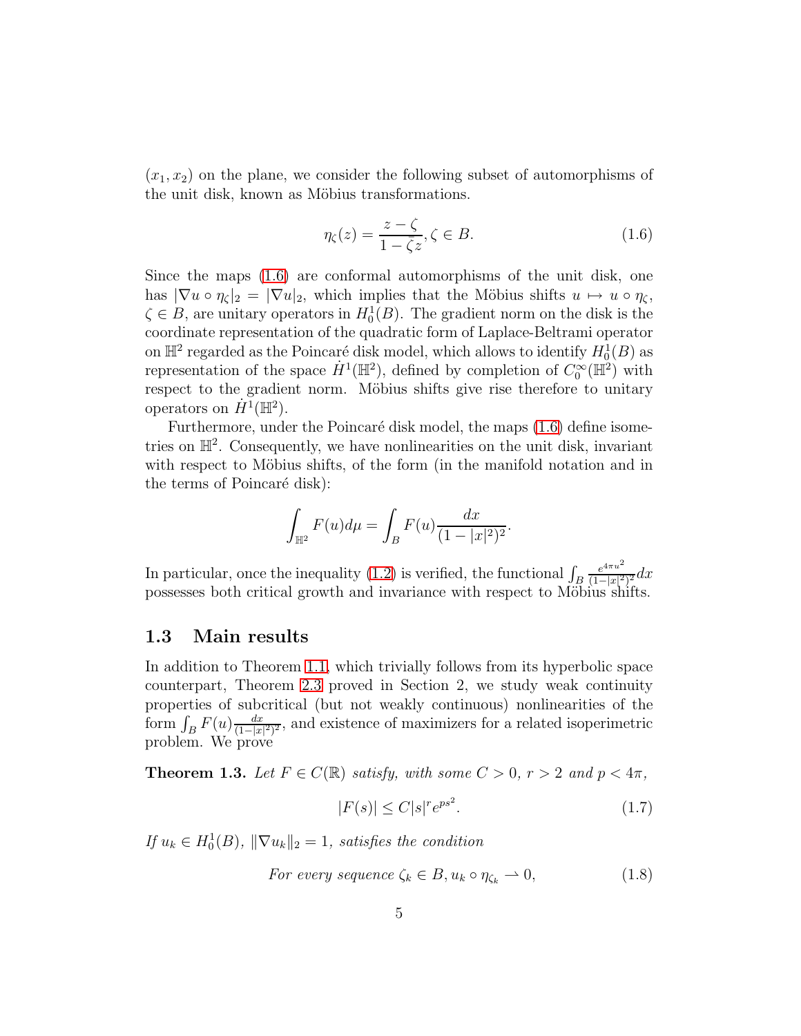$(x_1, x_2)$ on the plane, we consider the following subset of automorphisms of the unit disk, known as Möbius transformations.

$$\eta_\zeta(z) = \frac{z - \zeta}{1 - \bar{\zeta} z}, \zeta \in B. \tag{1.6}$$

Since the maps (1.6) are conformal automorphisms of the unit disk, one has $|\nabla u \circ \eta_\zeta|_2 = |\nabla u|_2$, which implies that the Möbius shifts $u \mapsto u \circ \eta_\zeta$, $\zeta \in B$, are unitary operators in $H_0^1(B)$. The gradient norm on the disk is the coordinate representation of the quadratic form of Laplace-Beltrami operator on $\mathbb{H}^2$ regarded as the Poincaré disk model, which allows to identify $H_0^1(B)$ as representation of the space $\dot{H}^1(\mathbb{H}^2)$, defined by completion of $C_0^\infty(\mathbb{H}^2)$ with respect to the gradient norm. Möbius shifts give rise therefore to unitary operators on $\dot{H}^1(\mathbb{H}^2)$.

Furthermore, under the Poincaré disk model, the maps (1.6) define isometries on $\mathbb{H}^2$. Consequently, we have nonlinearities on the unit disk, invariant with respect to Möbius shifts, of the form (in the manifold notation and in the terms of Poincaré disk):

$$\int_{\mathbb{H}^2} F(u) d\mu = \int_B F(u) \frac{dx}{(1 - |x|^2)^2}.$$

In particular, once the inequality (1.2) is verified, the functional $\int_B \frac{e^{4\pi u^2}}{(1-|x|^2)^2} dx$ possesses both critical growth and invariance with respect to Möbius shifts.

## 1.3 Main results

In addition to Theorem 1.1, which trivially follows from its hyperbolic space counterpart, Theorem 2.3 proved in Section 2, we study weak continuity properties of subcritical (but not weakly continuous) nonlinearities of the form $\int_B F(u) \frac{dx}{(1-|x|^2)^2}$, and existence of maximizers for a related isoperimetric problem. We prove

**Theorem 1.3.** *Let $F \in C(\mathbb{R})$ satisfy, with some $C > 0$, $r > 2$ and $p < 4\pi$,*

$$|F(s)| \leq C|s|^r e^{ps^2}. \tag{1.7}$$

*If $u_k \in H_0^1(B)$, $\|\nabla u_k\|_2 = 1$, satisfies the condition*

$$\text{For every sequence } \zeta_k \in B, u_k \circ \eta_{\zeta_k} \rightharpoonup 0, \tag{1.8}$$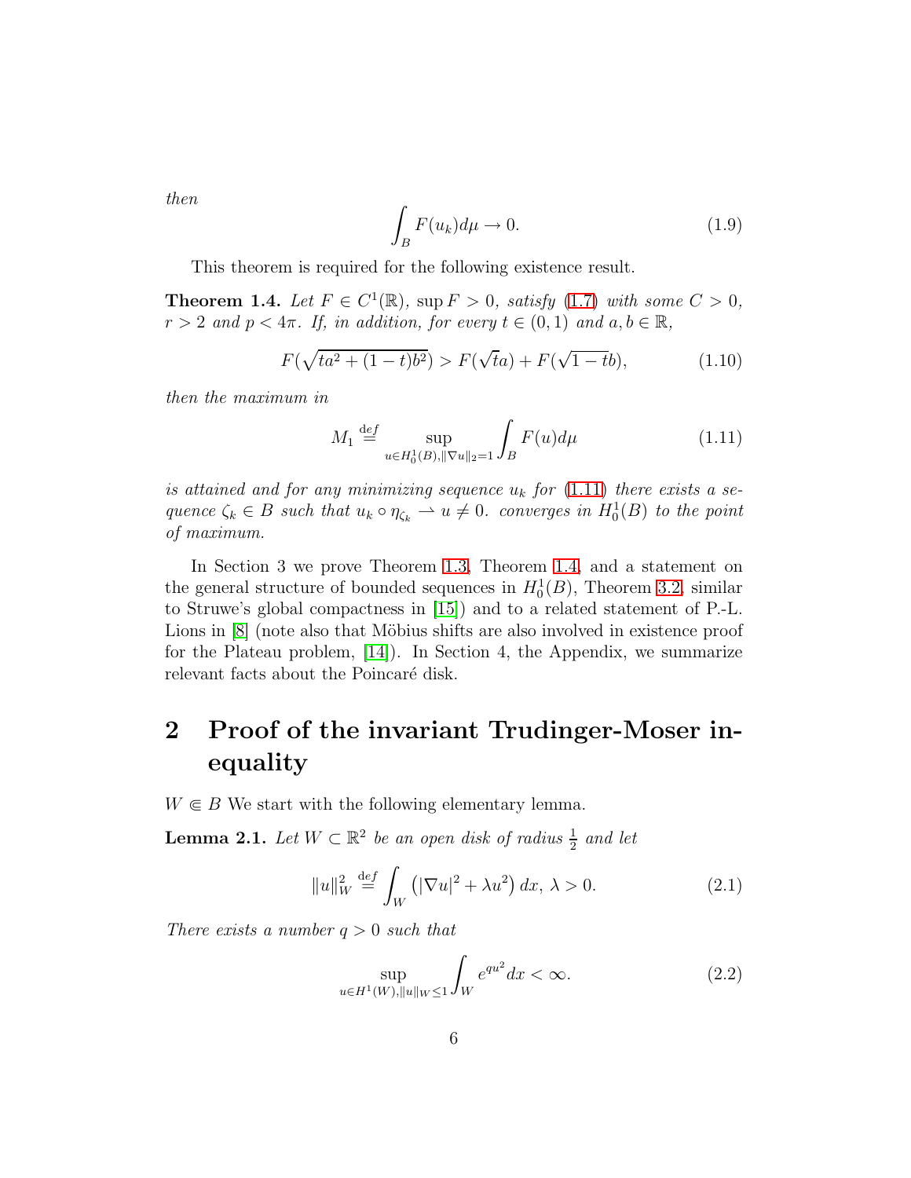*then*

$$\int_B F(u_k)d\mu \to 0. \tag{1.9}$$

This theorem is required for the following existence result.

**Theorem 1.4.** *Let $F \in C^1(\mathbb{R})$, $\sup F > 0$, satisfy (1.7) with some $C > 0$, $r > 2$ and $p < 4\pi$. If, in addition, for every $t \in (0,1)$ and $a, b \in \mathbb{R}$,*

$$F(\sqrt{ta^2 + (1-t)b^2}) > F(\sqrt{t}a) + F(\sqrt{1-t}b), \tag{1.10}$$

*then the maximum in*

$$M_1 \overset{\text{def}}{=} \sup_{u \in H_0^1(B), \|\nabla u\|_2 = 1} \int_B F(u)d\mu \tag{1.11}$$

*is attained and for any minimizing sequence $u_k$ for (1.11) there exists a sequence $\zeta_k \in B$ such that $u_k \circ \eta_{\zeta_k} \rightharpoonup u \neq 0$. converges in $H_0^1(B)$ to the point of maximum.*

In Section 3 we prove Theorem 1.3, Theorem 1.4, and a statement on the general structure of bounded sequences in $H_0^1(B)$, Theorem 3.2, similar to Struwe's global compactness in [15]) and to a related statement of P.-L. Lions in [8] (note also that Möbius shifts are also involved in existence proof for the Plateau problem, [14]). In Section 4, the Appendix, we summarize relevant facts about the Poincaré disk.

# 2 Proof of the invariant Trudinger-Moser inequality

$W \Subset B$ We start with the following elementary lemma.

**Lemma 2.1.** *Let $W \subset \mathbb{R}^2$ be an open disk of radius $\frac{1}{2}$ and let*

$$\|u\|_W^2 \overset{\text{def}}{=} \int_W \left(|\nabla u|^2 + \lambda u^2\right) dx, \; \lambda > 0. \tag{2.1}$$

*There exists a number $q > 0$ such that*

$$\sup_{u \in H^1(W), \|u\|_W \leq 1} \int_W e^{qu^2} dx < \infty. \tag{2.2}$$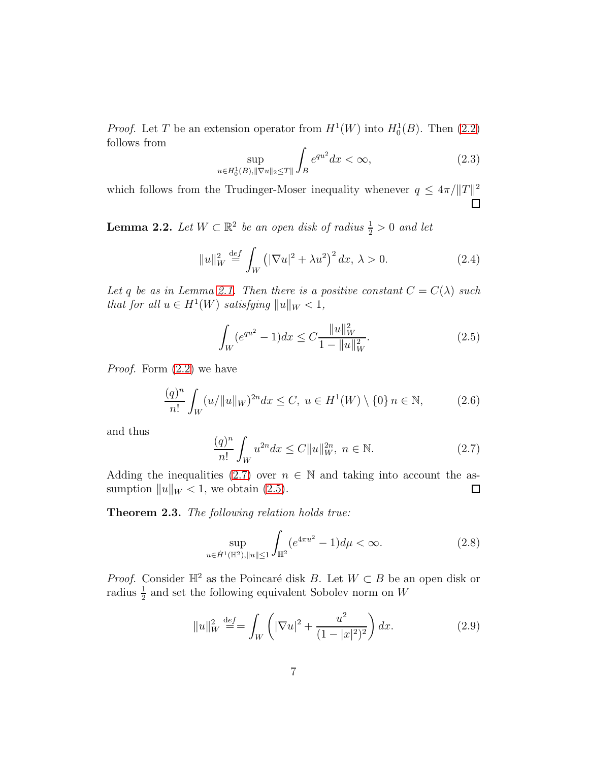*Proof.* Let $T$ be an extension operator from $H^1(W)$ into $H_0^1(B)$. Then (2.2) follows from

$$\sup_{u\in H_0^1(B),\|\nabla u\|_2\le T\|}\int_B e^{qu^2}dx<\infty, \tag{2.3}$$

which follows from the Trudinger-Moser inequality whenever $q\le 4\pi/\|T\|^2$ ☐

**Lemma 2.2.** *Let $W\subset\mathbb{R}^2$ be an open disk of radius $\frac{1}{2}>0$ and let*

$$\|u\|_W^2 \stackrel{def}{=} \int_W \left(|\nabla u|^2+\lambda u^2\right)^2 dx,\ \lambda>0. \tag{2.4}$$

*Let $q$ be as in Lemma 2.1. Then there is a positive constant $C=C(\lambda)$ such that for all $u\in H^1(W)$ satisfying $\|u\|_W<1$,*

$$\int_W (e^{qu^2}-1)dx \le C\frac{\|u\|_W^2}{1-\|u\|_W^2}. \tag{2.5}$$

*Proof.* Form (2.2) we have

$$\frac{(q)^n}{n!}\int_W (u/\|u\|_W)^{2n}dx\le C,\ u\in H^1(W)\setminus\{0\}\, n\in\mathbb{N}, \tag{2.6}$$

and thus

$$\frac{(q)^n}{n!}\int_W u^{2n}dx\le C\|u\|_W^{2n},\ n\in\mathbb{N}. \tag{2.7}$$

Adding the inequalities (2.7) over $n\in\mathbb{N}$ and taking into account the assumption $\|u\|_W<1$, we obtain (2.5). ☐

**Theorem 2.3.** *The following relation holds true:*

$$\sup_{u\in \dot H^1(\mathbb{H}^2),\|u\|\le 1}\int_{\mathbb{H}^2}(e^{4\pi u^2}-1)d\mu<\infty. \tag{2.8}$$

*Proof.* Consider $\mathbb{H}^2$ as the Poincaré disk $B$. Let $W\subset B$ be an open disk or radius $\frac{1}{2}$ and set the following equivalent Sobolev norm on $W$

$$\|u\|_W^2 \stackrel{def}{==} \int_W \left(|\nabla u|^2+\frac{u^2}{(1-|x|^2)^2}\right)dx. \tag{2.9}$$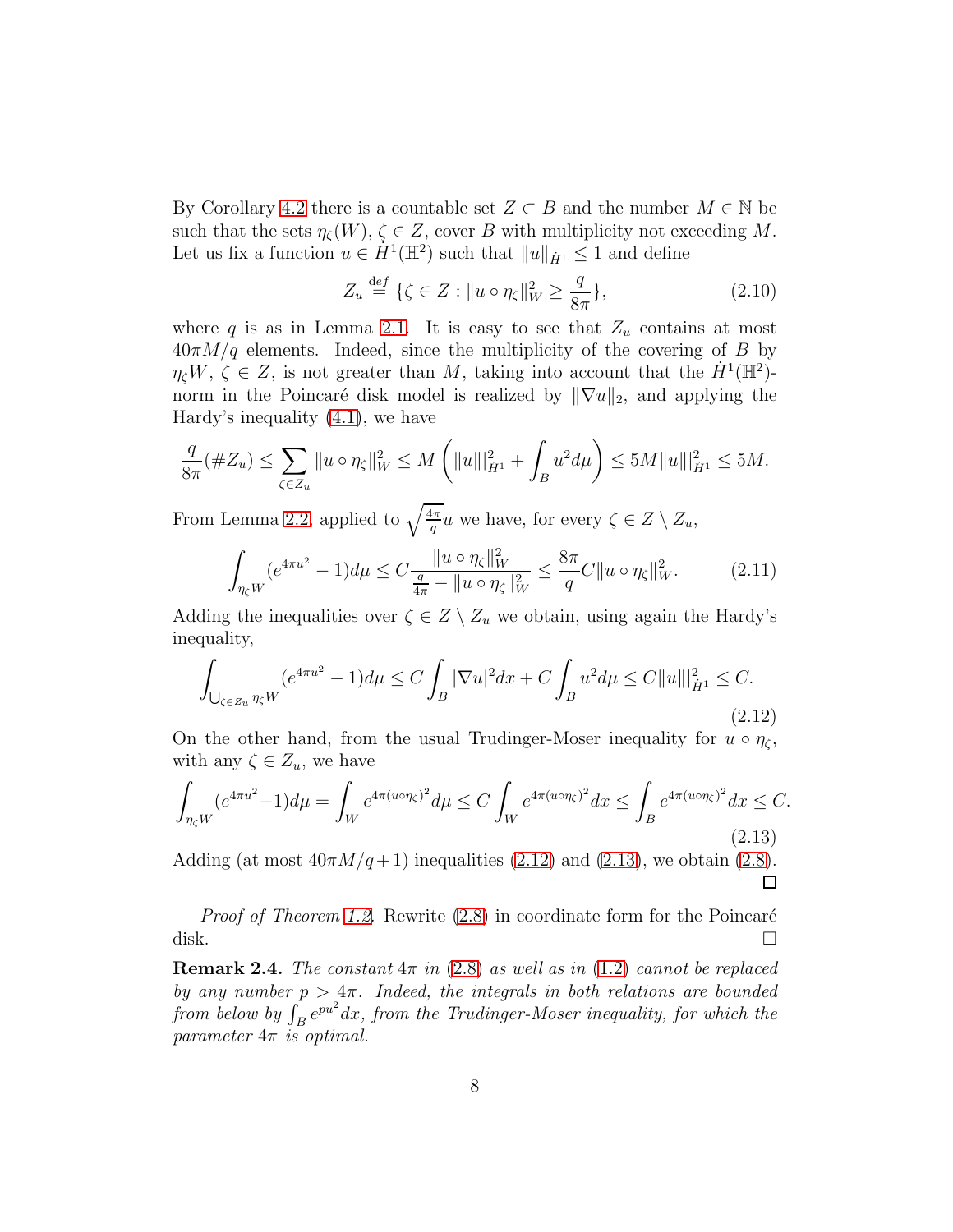By Corollary 4.2 there is a countable set $Z \subset B$ and the number $M \in \mathbb{N}$ be such that the sets $\eta_\zeta(W)$, $\zeta \in Z$, cover $B$ with multiplicity not exceeding $M$. Let us fix a function $u \in \dot{H}^1(\mathbb{H}^2)$ such that $\|u\|_{\dot{H}^1} \le 1$ and define

$$Z_u \stackrel{\text{def}}{=} \{\zeta \in Z : \|u \circ \eta_\zeta\|_W^2 \ge \frac{q}{8\pi}\}, \tag{2.10}$$

where $q$ is as in Lemma 2.1. It is easy to see that $Z_u$ contains at most $40\pi M/q$ elements. Indeed, since the multiplicity of the covering of $B$ by $\eta_\zeta W$, $\zeta \in Z$, is not greater than $M$, taking into account that the $\dot{H}^1(\mathbb{H}^2)$-norm in the Poincaré disk model is realized by $\|\nabla u\|_2$, and applying the Hardy's inequality (4.1), we have

$$\frac{q}{8\pi}(\# Z_u) \le \sum_{\zeta \in Z_u} \|u \circ \eta_\zeta\|_W^2 \le M\left(\|u\|_{\dot{H}^1}^2 + \int_B u^2 d\mu\right) \le 5M\|u\|_{\dot{H}^1}^2 \le 5M.$$

From Lemma 2.2, applied to $\sqrt{\frac{4\pi}{q}}u$ we have, for every $\zeta \in Z \setminus Z_u$,

$$\int_{\eta_\zeta W} (e^{4\pi u^2} - 1) d\mu \le C \frac{\|u \circ \eta_\zeta\|_W^2}{\frac{q}{4\pi} - \|u \circ \eta_\zeta\|_W^2} \le \frac{8\pi}{q} C \|u \circ \eta_\zeta\|_W^2. \tag{2.11}$$

Adding the inequalities over $\zeta \in Z \setminus Z_u$ we obtain, using again the Hardy's inequality,

$$\int_{\bigcup_{\zeta \in Z_u} \eta_\zeta W} (e^{4\pi u^2} - 1) d\mu \le C \int_B |\nabla u|^2 dx + C \int_B u^2 d\mu \le C\|u\|_{\dot{H}^1}^2 \le C. \tag{2.12}$$

On the other hand, from the usual Trudinger-Moser inequality for $u \circ \eta_\zeta$, with any $\zeta \in Z_u$, we have

$$\int_{\eta_\zeta W} (e^{4\pi u^2} - 1) d\mu = \int_W e^{4\pi (u\circ\eta_\zeta)^2} d\mu \le C \int_W e^{4\pi (u\circ\eta_\zeta)^2} dx \le \int_B e^{4\pi (u\circ\eta_\zeta)^2} dx \le C. \tag{2.13}$$

Adding (at most $40\pi M/q + 1$) inequalities (2.12) and (2.13), we obtain (2.8). ∎

*Proof of Theorem 1.2.* Rewrite (2.8) in coordinate form for the Poincaré disk. □

**Remark 2.4.** *The constant $4\pi$ in (2.8) as well as in (1.2) cannot be replaced by any number $p > 4\pi$. Indeed, the integrals in both relations are bounded from below by $\int_B e^{pu^2} dx$, from the Trudinger-Moser inequality, for which the parameter $4\pi$ is optimal.*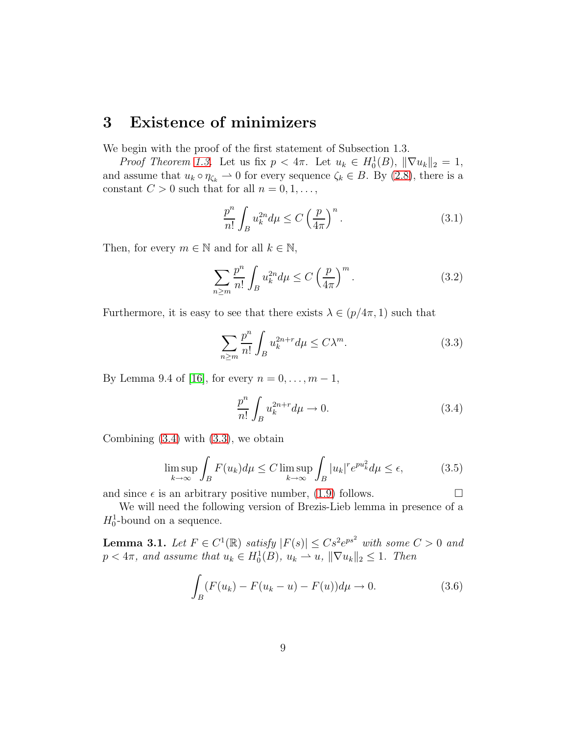# 3 Existence of minimizers

We begin with the proof of the first statement of Subsection 1.3.

*Proof Theorem 1.3.* Let us fix $p < 4\pi$. Let $u_k \in H_0^1(B)$, $\|\nabla u_k\|_2 = 1$, and assume that $u_k \circ \eta_{\zeta_k} \rightharpoonup 0$ for every sequence $\zeta_k \in B$. By (2.8), there is a constant $C > 0$ such that for all $n = 0, 1, \ldots,$

$$\frac{p^n}{n!} \int_B u_k^{2n} d\mu \leq C \left(\frac{p}{4\pi}\right)^n. \tag{3.1}$$

Then, for every $m \in \mathbb{N}$ and for all $k \in \mathbb{N}$,

$$\sum_{n \geq m} \frac{p^n}{n!} \int_B u_k^{2n} d\mu \leq C \left(\frac{p}{4\pi}\right)^m. \tag{3.2}$$

Furthermore, it is easy to see that there exists $\lambda \in (p/4\pi, 1)$ such that

$$\sum_{n \geq m} \frac{p^n}{n!} \int_B u_k^{2n+r} d\mu \leq C \lambda^m. \tag{3.3}$$

By Lemma 9.4 of [16], for every $n = 0, \ldots, m-1$,

$$\frac{p^n}{n!} \int_B u_k^{2n+r} d\mu \to 0. \tag{3.4}$$

Combining (3.4) with (3.3), we obtain

$$\limsup_{k \to \infty} \int_B F(u_k) d\mu \leq C \limsup_{k \to \infty} \int_B |u_k|^r e^{p u_k^2} d\mu \leq \epsilon, \tag{3.5}$$

and since $\epsilon$ is an arbitrary positive number, (1.9) follows. $\square$

We will need the following version of Brezis-Lieb lemma in presence of a $H_0^1$-bound on a sequence.

**Lemma 3.1.** *Let $F \in C^1(\mathbb{R})$ satisfy $|F(s)| \leq C s^2 e^{ps^2}$ with some $C > 0$ and $p < 4\pi$, and assume that $u_k \in H_0^1(B)$, $u_k \rightharpoonup u$, $\|\nabla u_k\|_2 \leq 1$. Then*

$$\int_B (F(u_k) - F(u_k - u) - F(u)) d\mu \to 0. \tag{3.6}$$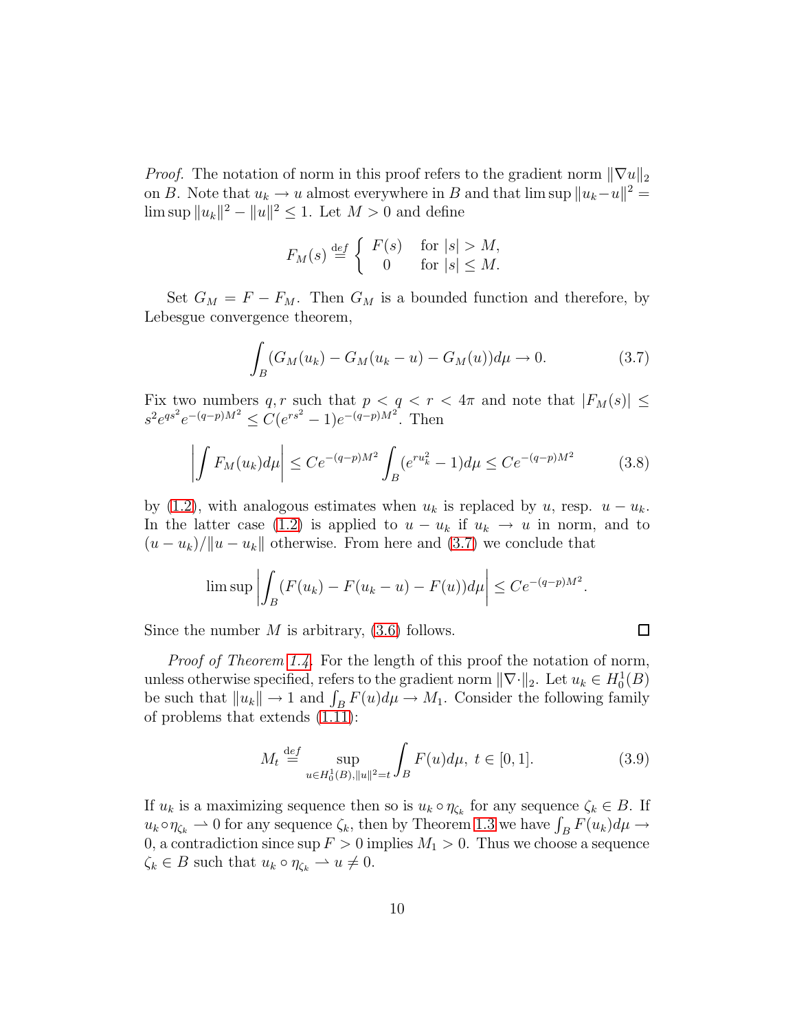*Proof.* The notation of norm in this proof refers to the gradient norm $\|\nabla u\|_2$ on $B$. Note that $u_k \to u$ almost everywhere in $B$ and that $\limsup \|u_k - u\|^2 = \limsup \|u_k\|^2 - \|u\|^2 \leq 1$. Let $M > 0$ and define

$$F_M(s) \stackrel{\text{def}}{=} \begin{cases} F(s) & \text{for } |s| > M, \\ 0 & \text{for } |s| \leq M. \end{cases}$$

Set $G_M = F - F_M$. Then $G_M$ is a bounded function and therefore, by Lebesgue convergence theorem,

$$\int_B (G_M(u_k) - G_M(u_k - u) - G_M(u)) d\mu \to 0. \tag{3.7}$$

Fix two numbers $q, r$ such that $p < q < r < 4\pi$ and note that $|F_M(s)| \leq s^2 e^{qs^2} e^{-(q-p)M^2} \leq C(e^{rs^2} - 1)e^{-(q-p)M^2}$. Then

$$\left| \int F_M(u_k) d\mu \right| \leq Ce^{-(q-p)M^2} \int_B (e^{ru_k^2} - 1) d\mu \leq Ce^{-(q-p)M^2} \tag{3.8}$$

by (1.2), with analogous estimates when $u_k$ is replaced by $u$, resp. $u - u_k$. In the latter case (1.2) is applied to $u - u_k$ if $u_k \to u$ in norm, and to $(u - u_k)/\|u - u_k\|$ otherwise. From here and (3.7) we conclude that

$$\limsup \left| \int_B (F(u_k) - F(u_k - u) - F(u)) d\mu \right| \leq Ce^{-(q-p)M^2}.$$

Since the number $M$ is arbitrary, (3.6) follows. ∎

*Proof of Theorem 1.4.* For the length of this proof the notation of norm, unless otherwise specified, refers to the gradient norm $\|\nabla \cdot\|_2$. Let $u_k \in H_0^1(B)$ be such that $\|u_k\| \to 1$ and $\int_B F(u) d\mu \to M_1$. Consider the following family of problems that extends (1.11):

$$M_t \stackrel{\text{def}}{=} \sup_{u \in H_0^1(B), \|u\|^2 = t} \int_B F(u) d\mu, \; t \in [0, 1]. \tag{3.9}$$

If $u_k$ is a maximizing sequence then so is $u_k \circ \eta_{\zeta_k}$ for any sequence $\zeta_k \in B$. If $u_k \circ \eta_{\zeta_k} \rightharpoonup 0$ for any sequence $\zeta_k$, then by Theorem 1.3 we have $\int_B F(u_k) d\mu \to 0$, a contradiction since $\sup F > 0$ implies $M_1 > 0$. Thus we choose a sequence $\zeta_k \in B$ such that $u_k \circ \eta_{\zeta_k} \rightharpoonup u \neq 0$.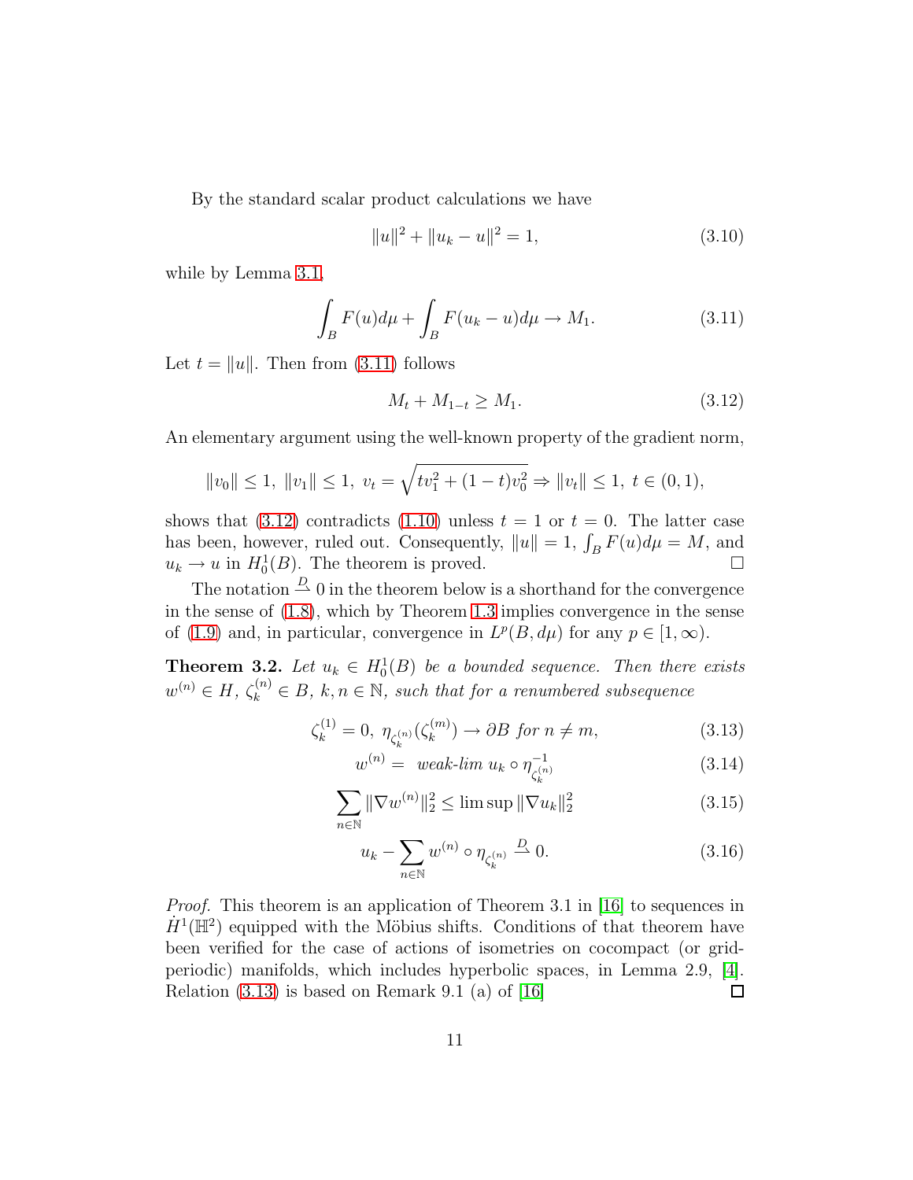By the standard scalar product calculations we have

$$\|u\|^2 + \|u_k - u\|^2 = 1, \tag{3.10}$$

while by Lemma 3.1,

$$\int_B F(u)d\mu + \int_B F(u_k - u)d\mu \to M_1. \tag{3.11}$$

Let $t = \|u\|$. Then from (3.11) follows

$$M_t + M_{1-t} \geq M_1. \tag{3.12}$$

An elementary argument using the well-known property of the gradient norm,

$$\|v_0\| \leq 1,\ \|v_1\| \leq 1,\ v_t = \sqrt{tv_1^2 + (1-t)v_0^2} \Rightarrow \|v_t\| \leq 1,\ t \in (0,1),$$

shows that (3.12) contradicts (1.10) unless $t = 1$ or $t = 0$. The latter case has been, however, ruled out. Consequently, $\|u\| = 1$, $\int_B F(u)d\mu = M$, and $u_k \to u$ in $H_0^1(B)$. The theorem is proved. $\square$

The notation $\overset{D}{\rightharpoonup} 0$ in the theorem below is a shorthand for the convergence in the sense of (1.8), which by Theorem 1.3 implies convergence in the sense of (1.9) and, in particular, convergence in $L^p(B, d\mu)$ for any $p \in [1, \infty)$.

**Theorem 3.2.** *Let $u_k \in H_0^1(B)$ be a bounded sequence. Then there exists $w^{(n)} \in H$, $\zeta_k^{(n)} \in B$, $k, n \in \mathbb{N}$, such that for a renumbered subsequence*

$$\zeta_k^{(1)} = 0,\ \eta_{\zeta_k^{(n)}}(\zeta_k^{(m)}) \to \partial B \text{ for } n \neq m, \tag{3.13}$$

$$w^{(n)} = \text{ weak-lim } u_k \circ \eta^{-1}_{\zeta_k^{(n)}} \tag{3.14}$$

$$\sum_{n \in \mathbb{N}} \|\nabla w^{(n)}\|_2^2 \leq \limsup \|\nabla u_k\|_2^2 \tag{3.15}$$

$$u_k - \sum_{n \in \mathbb{N}} w^{(n)} \circ \eta_{\zeta_k^{(n)}} \overset{D}{\rightharpoonup} 0. \tag{3.16}$$

*Proof.* This theorem is an application of Theorem 3.1 in [16] to sequences in $\dot{H}^1(\mathbb{H}^2)$ equipped with the Möbius shifts. Conditions of that theorem have been verified for the case of actions of isometries on cocompact (or grid-periodic) manifolds, which includes hyperbolic spaces, in Lemma 2.9, [4]. Relation (3.13) is based on Remark 9.1 (a) of [16] $\square$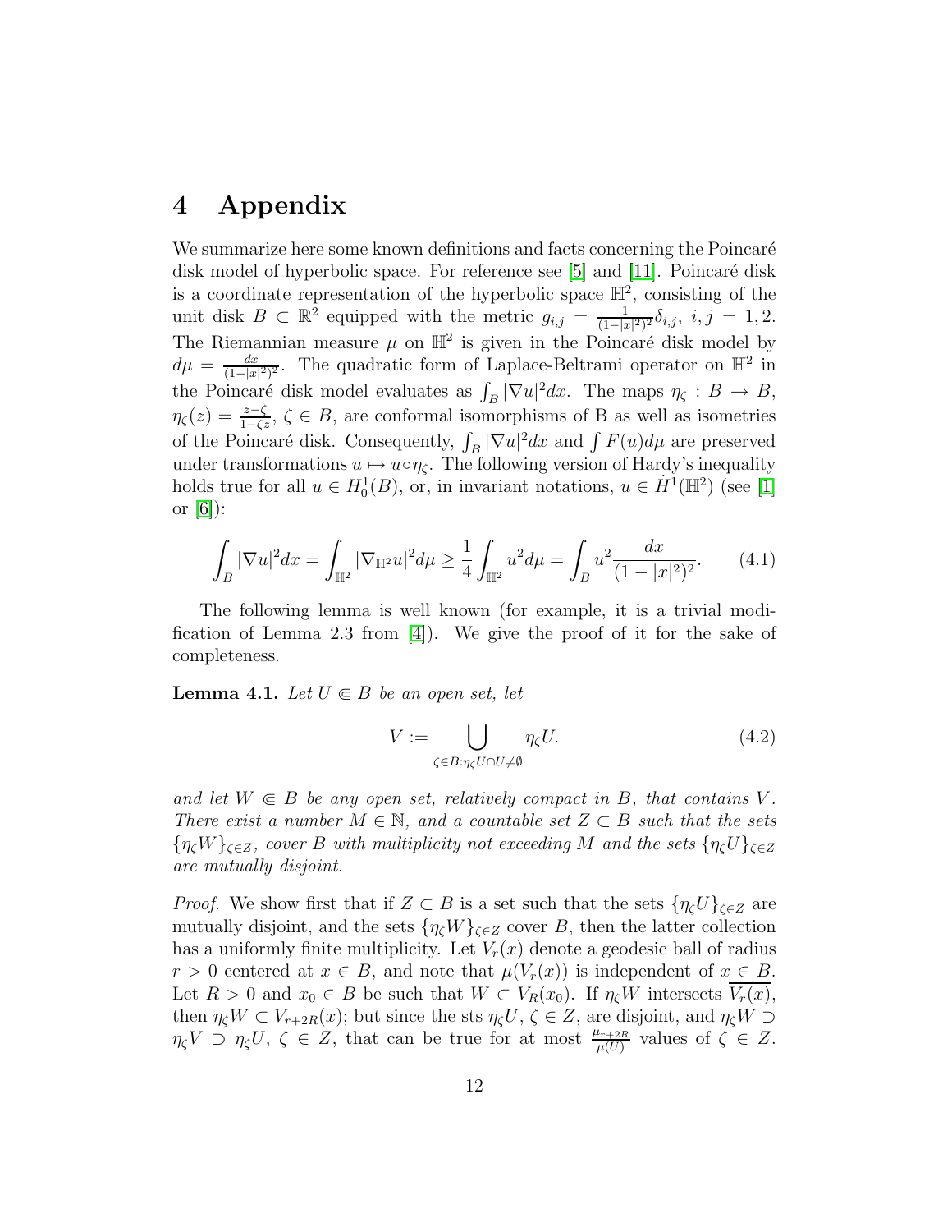# 4 Appendix

We summarize here some known definitions and facts concerning the Poincaré disk model of hyperbolic space. For reference see [5] and [11]. Poincaré disk is a coordinate representation of the hyperbolic space $\mathbb{H}^2$, consisting of the unit disk $B \subset \mathbb{R}^2$ equipped with the metric $g_{i,j} = \frac{1}{(1-|x|^2)^2}\delta_{i,j}$, $i,j = 1,2$. The Riemannian measure $\mu$ on $\mathbb{H}^2$ is given in the Poincaré disk model by $d\mu = \frac{dx}{(1-|x|^2)^2}$. The quadratic form of Laplace-Beltrami operator on $\mathbb{H}^2$ in the Poincaré disk model evaluates as $\int_B |\nabla u|^2 dx$. The maps $\eta_\zeta : B \to B$, $\eta_\zeta(z) = \frac{z-\zeta}{1-\bar{\zeta}z}$, $\zeta \in B$, are conformal isomorphisms of B as well as isometries of the Poincaré disk. Consequently, $\int_B |\nabla u|^2 dx$ and $\int F(u) d\mu$ are preserved under transformations $u \mapsto u \circ \eta_\zeta$. The following version of Hardy's inequality holds true for all $u \in H_0^1(B)$, or, in invariant notations, $u \in \dot{H}^1(\mathbb{H}^2)$ (see [1] or [6]):

$$\int_B |\nabla u|^2 dx = \int_{\mathbb{H}^2} |\nabla_{\mathbb{H}^2} u|^2 d\mu \geq \frac{1}{4}\int_{\mathbb{H}^2} u^2 d\mu = \int_B u^2 \frac{dx}{(1-|x|^2)^2}. \tag{4.1}$$

The following lemma is well known (for example, it is a trivial modification of Lemma 2.3 from [4]). We give the proof of it for the sake of completeness.

**Lemma 4.1.** *Let $U \Subset B$ be an open set, let*

$$V := \bigcup_{\zeta \in B : \eta_\zeta U \cap U \neq \emptyset} \eta_\zeta U. \tag{4.2}$$

*and let $W \Subset B$ be any open set, relatively compact in $B$, that contains $V$. There exist a number $M \in \mathbb{N}$, and a countable set $Z \subset B$ such that the sets $\{\eta_\zeta W\}_{\zeta \in Z}$, cover $B$ with multiplicity not exceeding $M$ and the sets $\{\eta_\zeta U\}_{\zeta \in Z}$ are mutually disjoint.*

*Proof.* We show first that if $Z \subset B$ is a set such that the sets $\{\eta_\zeta U\}_{\zeta \in Z}$ are mutually disjoint, and the sets $\{\eta_\zeta W\}_{\zeta \in Z}$ cover $B$, then the latter collection has a uniformly finite multiplicity. Let $V_r(x)$ denote a geodesic ball of radius $r > 0$ centered at $x \in B$, and note that $\mu(V_r(x))$ is independent of $x \in B$. Let $R > 0$ and $x_0 \in B$ be such that $W \subset V_R(x_0)$. If $\eta_\zeta W$ intersects $\overline{V_r(x)}$, then $\eta_\zeta W \subset V_{r+2R}(x)$; but since the sts $\eta_\zeta U$, $\zeta \in Z$, are disjoint, and $\eta_\zeta W \supset \eta_\zeta V \supset \eta_\zeta U$, $\zeta \in Z$, that can be true for at most $\frac{\mu_{r+2R}}{\mu(U)}$ values of $\zeta \in Z$.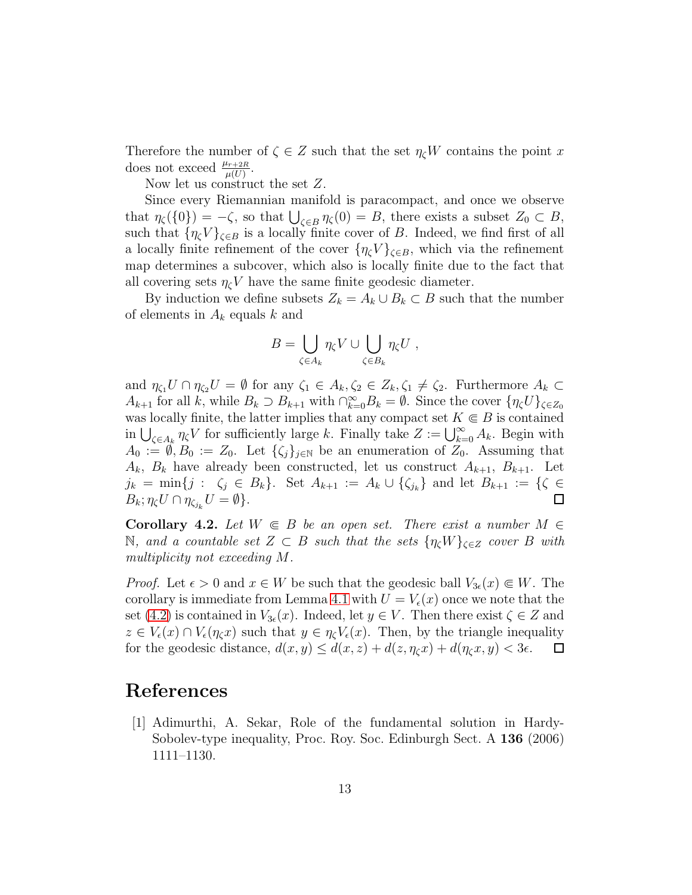Therefore the number of $\zeta \in Z$ such that the set $\eta_\zeta W$ contains the point $x$ does not exceed $\frac{\mu_{r+2R}}{\mu(U)}$.

Now let us construct the set $Z$.

Since every Riemannian manifold is paracompact, and once we observe that $\eta_\zeta(\{0\}) = -\zeta$, so that $\bigcup_{\zeta \in B} \eta_\zeta(0) = B$, there exists a subset $Z_0 \subset B$, such that $\{\eta_\zeta V\}_{\zeta \in B}$ is a locally finite cover of $B$. Indeed, we find first of all a locally finite refinement of the cover $\{\eta_\zeta V\}_{\zeta \in B}$, which via the refinement map determines a subcover, which also is locally finite due to the fact that all covering sets $\eta_\zeta V$ have the same finite geodesic diameter.

By induction we define subsets $Z_k = A_k \cup B_k \subset B$ such that the number of elements in $A_k$ equals $k$ and

$$B = \bigcup_{\zeta \in A_k} \eta_\zeta V \cup \bigcup_{\zeta \in B_k} \eta_\zeta U \ ,$$

and $\eta_{\zeta_1} U \cap \eta_{\zeta_2} U = \emptyset$ for any $\zeta_1 \in A_k, \zeta_2 \in Z_k, \zeta_1 \neq \zeta_2$. Furthermore $A_k \subset A_{k+1}$ for all $k$, while $B_k \supset B_{k+1}$ with $\cap_{k=0}^\infty B_k = \emptyset$. Since the cover $\{\eta_\zeta U\}_{\zeta \in Z_0}$ was locally finite, the latter implies that any compact set $K \Subset B$ is contained in $\bigcup_{\zeta \in A_k} \eta_\zeta V$ for sufficiently large $k$. Finally take $Z := \bigcup_{k=0}^\infty A_k$. Begin with $A_0 := \emptyset, B_0 := Z_0$. Let $\{\zeta_j\}_{j \in \mathbb{N}}$ be an enumeration of $Z_0$. Assuming that $A_k$, $B_k$ have already been constructed, let us construct $A_{k+1}$, $B_{k+1}$. Let $j_k = \min\{j : \ \zeta_j \in B_k\}$. Set $A_{k+1} := A_k \cup \{\zeta_{j_k}\}$ and let $B_{k+1} := \{\zeta \in B_k ; \eta_\zeta U \cap \eta_{\zeta_{j_k}} U = \emptyset\}$. $\square$

**Corollary 4.2.** *Let $W \Subset B$ be an open set. There exist a number $M \in \mathbb{N}$, and a countable set $Z \subset B$ such that the sets $\{\eta_\zeta W\}_{\zeta \in Z}$ cover $B$ with multiplicity not exceeding $M$.*

*Proof.* Let $\epsilon > 0$ and $x \in W$ be such that the geodesic ball $V_{3\epsilon}(x) \Subset W$. The corollary is immediate from Lemma 4.1 with $U = V_\epsilon(x)$ once we note that the set (4.2) is contained in $V_{3\epsilon}(x)$. Indeed, let $y \in V$. Then there exist $\zeta \in Z$ and $z \in V_\epsilon(x) \cap V_\epsilon(\eta_\zeta x)$ such that $y \in \eta_\zeta V_\epsilon(x)$. Then, by the triangle inequality for the geodesic distance, $d(x, y) \leq d(x, z) + d(z, \eta_\zeta x) + d(\eta_\zeta x, y) < 3\epsilon$. $\square$

# References

[1] Adimurthi, A. Sekar, Role of the fundamental solution in Hardy-Sobolev-type inequality, Proc. Roy. Soc. Edinburgh Sect. A **136** (2006) 1111–1130.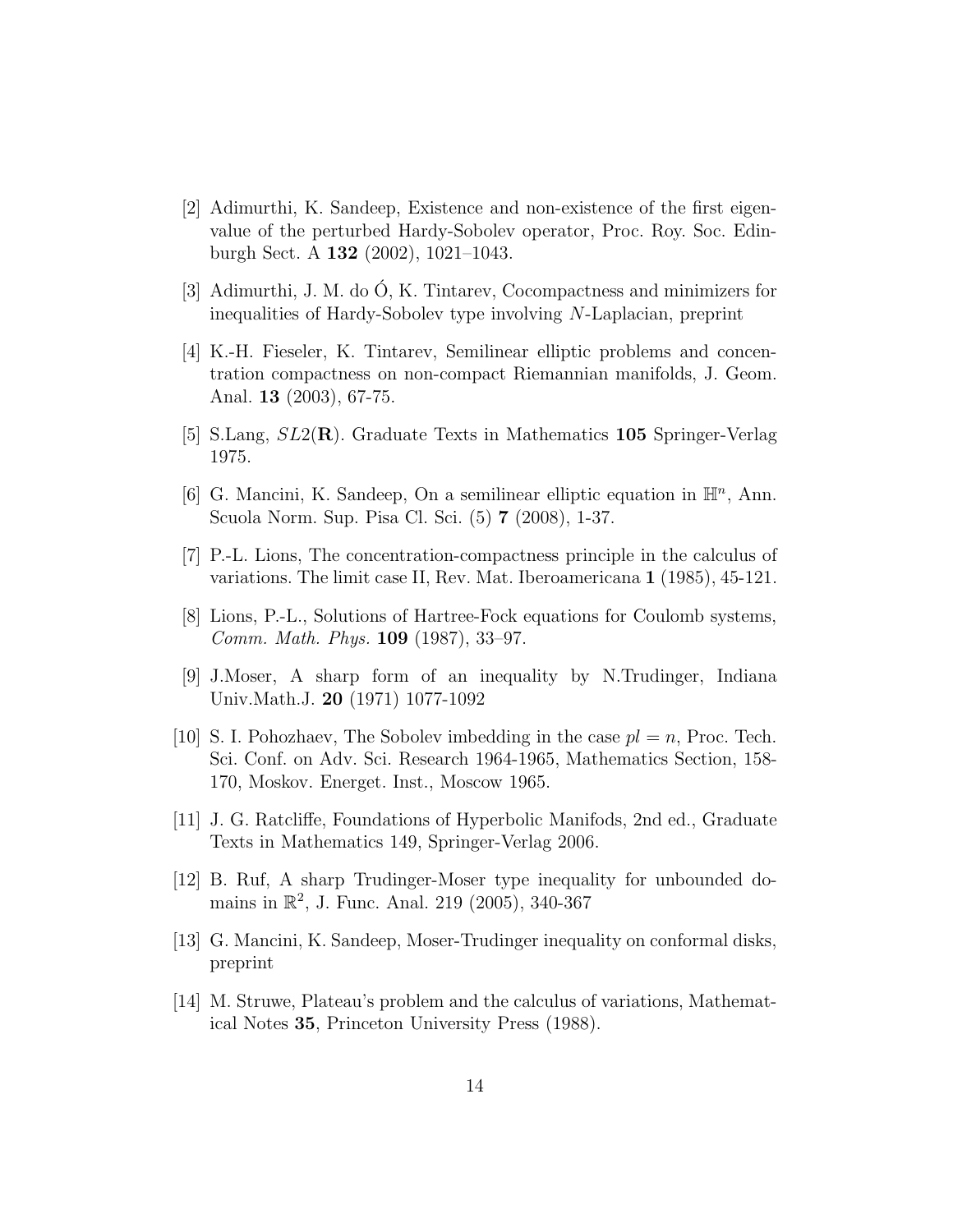[2] Adimurthi, K. Sandeep, Existence and non-existence of the first eigenvalue of the perturbed Hardy-Sobolev operator, Proc. Roy. Soc. Edinburgh Sect. A **132** (2002), 1021–1043.

[3] Adimurthi, J. M. do Ó, K. Tintarev, Cocompactness and minimizers for inequalities of Hardy-Sobolev type involving $N$-Laplacian, preprint

[4] K.-H. Fieseler, K. Tintarev, Semilinear elliptic problems and concentration compactness on non-compact Riemannian manifolds, J. Geom. Anal. **13** (2003), 67-75.

[5] S.Lang, $SL2(\mathbf{R})$. Graduate Texts in Mathematics **105** Springer-Verlag 1975.

[6] G. Mancini, K. Sandeep, On a semilinear elliptic equation in $\mathbb{H}^n$, Ann. Scuola Norm. Sup. Pisa Cl. Sci. (5) **7** (2008), 1-37.

[7] P.-L. Lions, The concentration-compactness principle in the calculus of variations. The limit case II, Rev. Mat. Iberoamericana **1** (1985), 45-121.

[8] Lions, P.-L., Solutions of Hartree-Fock equations for Coulomb systems, *Comm. Math. Phys.* **109** (1987), 33–97.

[9] J.Moser, A sharp form of an inequality by N.Trudinger, Indiana Univ.Math.J. **20** (1971) 1077-1092

[10] S. I. Pohozhaev, The Sobolev imbedding in the case $pl = n$, Proc. Tech. Sci. Conf. on Adv. Sci. Research 1964-1965, Mathematics Section, 158-170, Moskov. Energet. Inst., Moscow 1965.

[11] J. G. Ratcliffe, Foundations of Hyperbolic Manifods, 2nd ed., Graduate Texts in Mathematics 149, Springer-Verlag 2006.

[12] B. Ruf, A sharp Trudinger-Moser type inequality for unbounded domains in $\mathbb{R}^2$, J. Func. Anal. 219 (2005), 340-367

[13] G. Mancini, K. Sandeep, Moser-Trudinger inequality on conformal disks, preprint

[14] M. Struwe, Plateau's problem and the calculus of variations, Mathematical Notes **35**, Princeton University Press (1988).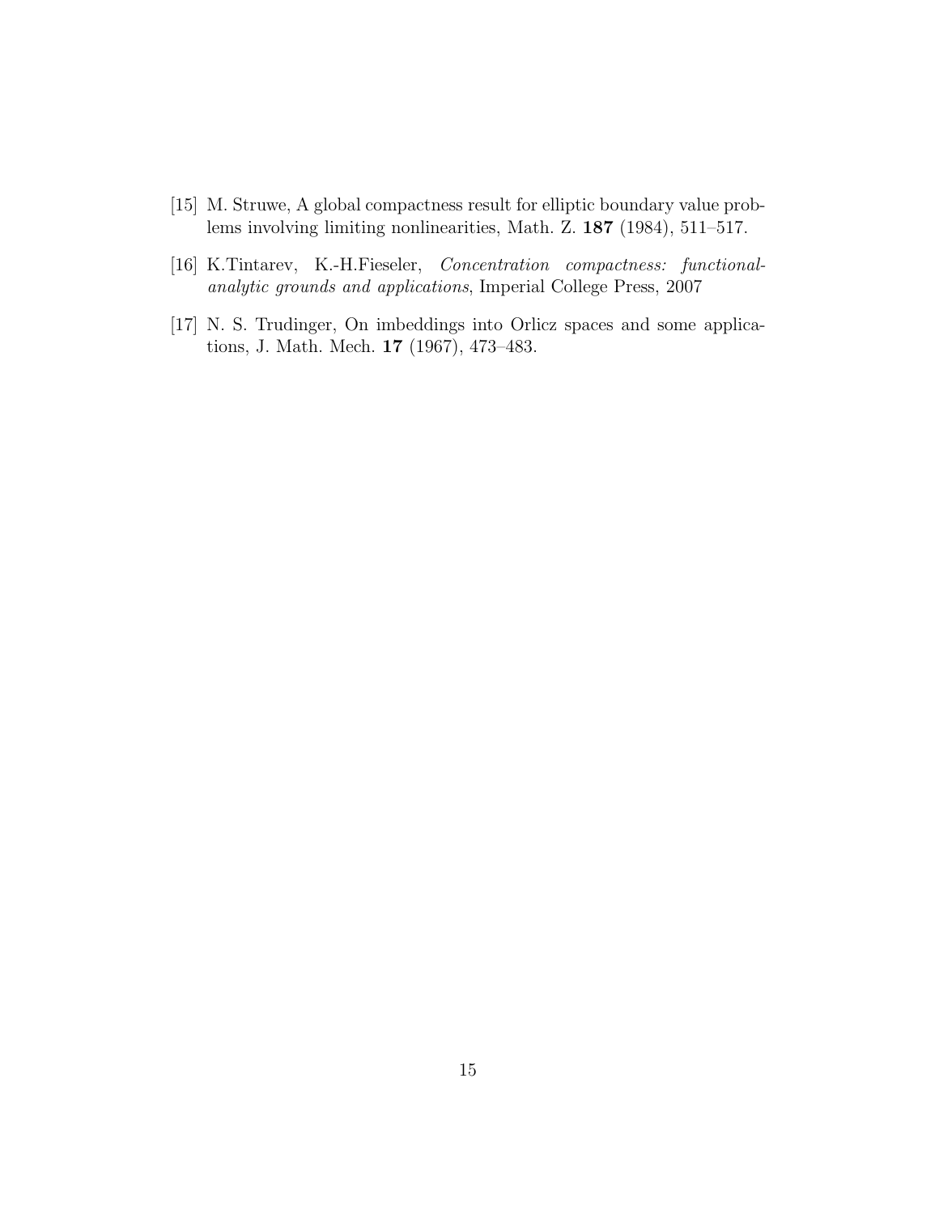[15] M. Struwe, A global compactness result for elliptic boundary value problems involving limiting nonlinearities, Math. Z. **187** (1984), 511–517.

[16] K.Tintarev, K.-H.Fieseler, *Concentration compactness: functional-analytic grounds and applications*, Imperial College Press, 2007

[17] N. S. Trudinger, On imbeddings into Orlicz spaces and some applications, J. Math. Mech. **17** (1967), 473–483.